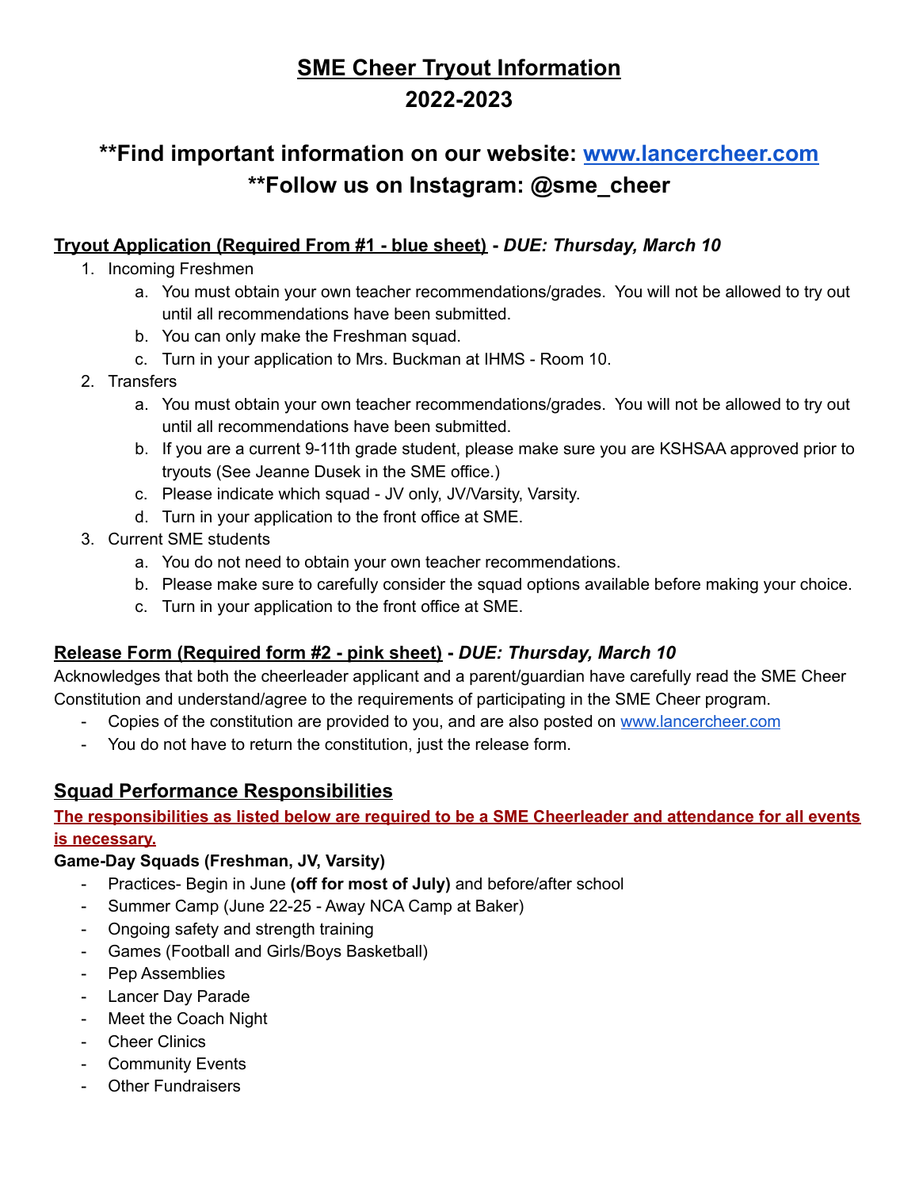# SME Cheer Tryout Information
# 2022-2023

## **Find important information on our website: [www.lancercheer.com](http://www.lancercheer.com)
## **Follow us on Instagram: @sme_cheer

### Tryout Application (Required From #1 - blue sheet) - *DUE: Thursday, March 10*

1. Incoming Freshmen
   a. You must obtain your own teacher recommendations/grades. You will not be allowed to try out until all recommendations have been submitted.
   b. You can only make the Freshman squad.
   c. Turn in your application to Mrs. Buckman at IHMS - Room 10.
2. Transfers
   a. You must obtain your own teacher recommendations/grades. You will not be allowed to try out until all recommendations have been submitted.
   b. If you are a current 9-11th grade student, please make sure you are KSHSAA approved prior to tryouts (See Jeanne Dusek in the SME office.)
   c. Please indicate which squad - JV only, JV/Varsity, Varsity.
   d. Turn in your application to the front office at SME.
3. Current SME students
   a. You do not need to obtain your own teacher recommendations.
   b. Please make sure to carefully consider the squad options available before making your choice.
   c. Turn in your application to the front office at SME.

### Release Form (Required form #2 - pink sheet) - *DUE: Thursday, March 10*

Acknowledges that both the cheerleader applicant and a parent/guardian have carefully read the SME Cheer Constitution and understand/agree to the requirements of participating in the SME Cheer program.

- Copies of the constitution are provided to you, and are also posted on [www.lancercheer.com](http://www.lancercheer.com)
- You do not have to return the constitution, just the release form.

## Squad Performance Responsibilities

**The responsibilities as listed below are required to be a SME Cheerleader and attendance for all events is necessary.**

**Game-Day Squads (Freshman, JV, Varsity)**

- Practices- Begin in June **(off for most of July)** and before/after school
- Summer Camp (June 22-25 - Away NCA Camp at Baker)
- Ongoing safety and strength training
- Games (Football and Girls/Boys Basketball)
- Pep Assemblies
- Lancer Day Parade
- Meet the Coach Night
- Cheer Clinics
- Community Events
- Other Fundraisers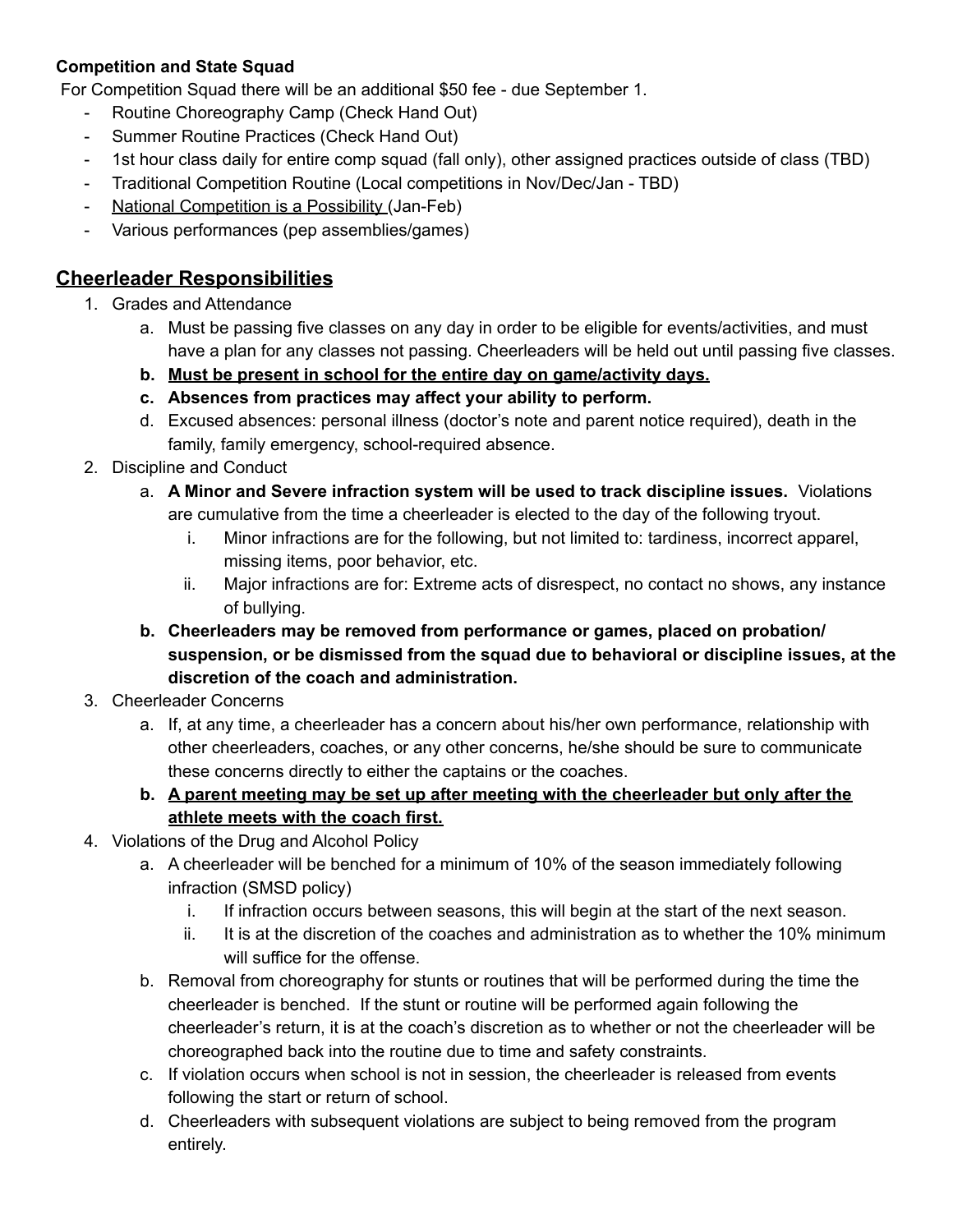**Competition and State Squad**

For Competition Squad there will be an additional $50 fee - due September 1.

- Routine Choreography Camp (Check Hand Out)
- Summer Routine Practices (Check Hand Out)
- 1st hour class daily for entire comp squad (fall only), other assigned practices outside of class (TBD)
- Traditional Competition Routine (Local competitions in Nov/Dec/Jan - TBD)
- <u>National Competition is a Possibility</u> (Jan-Feb)
- Various performances (pep assemblies/games)

## <u>Cheerleader Responsibilities</u>

1. Grades and Attendance
    a. Must be passing five classes on any day in order to be eligible for events/activities, and must have a plan for any classes not passing. Cheerleaders will be held out until passing five classes.
    b. **<u>Must be present in school for the entire day on game/activity days.</u>**
    c. **Absences from practices may affect your ability to perform.**
    d. Excused absences: personal illness (doctor's note and parent notice required), death in the family, family emergency, school-required absence.
2. Discipline and Conduct
    a. **A Minor and Severe infraction system will be used to track discipline issues.** Violations are cumulative from the time a cheerleader is elected to the day of the following tryout.
        i. Minor infractions are for the following, but not limited to: tardiness, incorrect apparel, missing items, poor behavior, etc.
        ii. Major infractions are for: Extreme acts of disrespect, no contact no shows, any instance of bullying.
    b. **Cheerleaders may be removed from performance or games, placed on probation/ suspension, or be dismissed from the squad due to behavioral or discipline issues, at the discretion of the coach and administration.**
3. Cheerleader Concerns
    a. If, at any time, a cheerleader has a concern about his/her own performance, relationship with other cheerleaders, coaches, or any other concerns, he/she should be sure to communicate these concerns directly to either the captains or the coaches.
    b. **<u>A parent meeting may be set up after meeting with the cheerleader but only after the athlete meets with the coach first.</u>**
4. Violations of the Drug and Alcohol Policy
    a. A cheerleader will be benched for a minimum of 10% of the season immediately following infraction (SMSD policy)
        i. If infraction occurs between seasons, this will begin at the start of the next season.
        ii. It is at the discretion of the coaches and administration as to whether the 10% minimum will suffice for the offense.
    b. Removal from choreography for stunts or routines that will be performed during the time the cheerleader is benched. If the stunt or routine will be performed again following the cheerleader's return, it is at the coach's discretion as to whether or not the cheerleader will be choreographed back into the routine due to time and safety constraints.
    c. If violation occurs when school is not in session, the cheerleader is released from events following the start or return of school.
    d. Cheerleaders with subsequent violations are subject to being removed from the program entirely.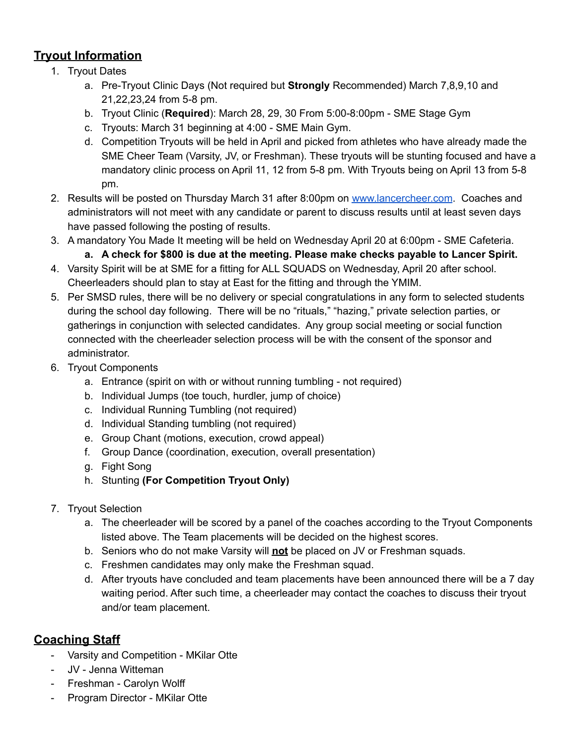## **Tryout Information**

1. Tryout Dates
    a. Pre-Tryout Clinic Days (Not required but **Strongly** Recommended) March 7,8,9,10 and 21,22,23,24 from 5-8 pm.
    b. Tryout Clinic (**Required**): March 28, 29, 30 From 5:00-8:00pm - SME Stage Gym
    c. Tryouts: March 31 beginning at 4:00 - SME Main Gym.
    d. Competition Tryouts will be held in April and picked from athletes who have already made the SME Cheer Team (Varsity, JV, or Freshman). These tryouts will be stunting focused and have a mandatory clinic process on April 11, 12 from 5-8 pm. With Tryouts being on April 13 from 5-8 pm.
2. Results will be posted on Thursday March 31 after 8:00pm on [www.lancercheer.com](http://www.lancercheer.com). Coaches and administrators will not meet with any candidate or parent to discuss results until at least seven days have passed following the posting of results.
3. A mandatory You Made It meeting will be held on Wednesday April 20 at 6:00pm - SME Cafeteria.
    a. **A check for $800 is due at the meeting. Please make checks payable to Lancer Spirit.**
4. Varsity Spirit will be at SME for a fitting for ALL SQUADS on Wednesday, April 20 after school. Cheerleaders should plan to stay at East for the fitting and through the YMIM.
5. Per SMSD rules, there will be no delivery or special congratulations in any form to selected students during the school day following. There will be no "rituals," "hazing," private selection parties, or gatherings in conjunction with selected candidates. Any group social meeting or social function connected with the cheerleader selection process will be with the consent of the sponsor and administrator.
6. Tryout Components
    a. Entrance (spirit on with or without running tumbling - not required)
    b. Individual Jumps (toe touch, hurdler, jump of choice)
    c. Individual Running Tumbling (not required)
    d. Individual Standing tumbling (not required)
    e. Group Chant (motions, execution, crowd appeal)
    f. Group Dance (coordination, execution, overall presentation)
    g. Fight Song
    h. Stunting **(For Competition Tryout Only)**
7. Tryout Selection
    a. The cheerleader will be scored by a panel of the coaches according to the Tryout Components listed above. The Team placements will be decided on the highest scores.
    b. Seniors who do not make Varsity will <u>**not**</u> be placed on JV or Freshman squads.
    c. Freshmen candidates may only make the Freshman squad.
    d. After tryouts have concluded and team placements have been announced there will be a 7 day waiting period. After such time, a cheerleader may contact the coaches to discuss their tryout and/or team placement.

## **Coaching Staff**

- Varsity and Competition - MKilar Otte
- JV - Jenna Witteman
- Freshman - Carolyn Wolff
- Program Director - MKilar Otte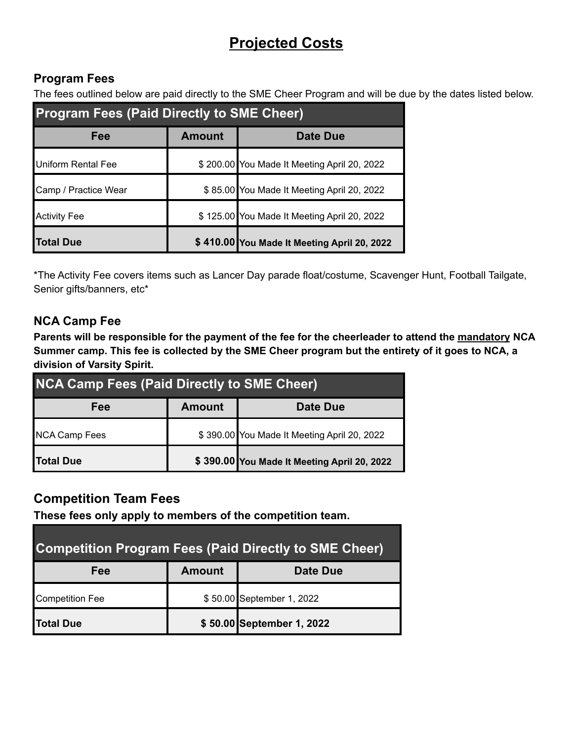# Projected Costs

## Program Fees

The fees outlined below are paid directly to the SME Cheer Program and will be due by the dates listed below.

| Program Fees (Paid Directly to SME Cheer) | | |
|---|---|---|
| **Fee** | **Amount** | **Date Due** |
| Uniform Rental Fee | $ 200.00 | You Made It Meeting April 20, 2022 |
| Camp / Practice Wear | $ 85.00 | You Made It Meeting April 20, 2022 |
| Activity Fee | $ 125.00 | You Made It Meeting April 20, 2022 |
| **Total Due** | **$ 410.00** | **You Made It Meeting April 20, 2022** |

*The Activity Fee covers items such as Lancer Day parade float/costume, Scavenger Hunt, Football Tailgate, Senior gifts/banners, etc*

## NCA Camp Fee

**Parents will be responsible for the payment of the fee for the cheerleader to attend the mandatory NCA Summer camp. This fee is collected by the SME Cheer program but the entirety of it goes to NCA, a division of Varsity Spirit.**

| NCA Camp Fees (Paid Directly to SME Cheer) | | |
|---|---|---|
| **Fee** | **Amount** | **Date Due** |
| NCA Camp Fees | $ 390.00 | You Made It Meeting April 20, 2022 |
| **Total Due** | **$ 390.00** | **You Made It Meeting April 20, 2022** |

## Competition Team Fees

**These fees only apply to members of the competition team.**

| Competition Program Fees (Paid Directly to SME Cheer) | | |
|---|---|---|
| **Fee** | **Amount** | **Date Due** |
| Competition Fee | $ 50.00 | September 1, 2022 |
| **Total Due** | **$ 50.00** | **September 1, 2022** |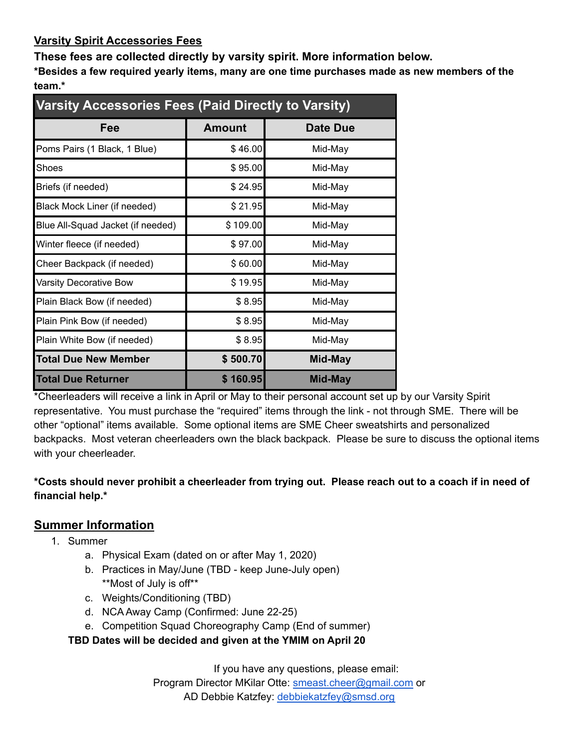## Varsity Spirit Accessories Fees

**These fees are collected directly by varsity spirit. More information below.**

**\*Besides a few required yearly items, many are one time purchases made as new members of the team.\***

| Varsity Accessories Fees (Paid Directly to Varsity) | | |
|---|---|---|
| **Fee** | **Amount** | **Date Due** |
| Poms Pairs (1 Black, 1 Blue) | $ 46.00 | Mid-May |
| Shoes | $ 95.00 | Mid-May |
| Briefs (if needed) | $ 24.95 | Mid-May |
| Black Mock Liner (if needed) | $ 21.95 | Mid-May |
| Blue All-Squad Jacket (if needed) | $ 109.00 | Mid-May |
| Winter fleece (if needed) | $ 97.00 | Mid-May |
| Cheer Backpack (if needed) | $ 60.00 | Mid-May |
| Varsity Decorative Bow | $ 19.95 | Mid-May |
| Plain Black Bow (if needed) | $ 8.95 | Mid-May |
| Plain Pink Bow (if needed) | $ 8.95 | Mid-May |
| Plain White Bow (if needed) | $ 8.95 | Mid-May |
| **Total Due New Member** | **$ 500.70** | **Mid-May** |
| **Total Due Returner** | **$ 160.95** | **Mid-May** |

\*Cheerleaders will receive a link in April or May to their personal account set up by our Varsity Spirit representative. You must purchase the "required" items through the link - not through SME. There will be other "optional" items available. Some optional items are SME Cheer sweatshirts and personalized backpacks. Most veteran cheerleaders own the black backpack. Please be sure to discuss the optional items with your cheerleader.

**\*Costs should never prohibit a cheerleader from trying out. Please reach out to a coach if in need of financial help.\***

## Summer Information

1. Summer
   a. Physical Exam (dated on or after May 1, 2020)
   b. Practices in May/June (TBD - keep June-July open)
      \*\*Most of July is off\*\*
   c. Weights/Conditioning (TBD)
   d. NCA Away Camp (Confirmed: June 22-25)
   e. Competition Squad Choreography Camp (End of summer)

**TBD Dates will be decided and given at the YMIM on April 20**

If you have any questions, please email:
Program Director MKilar Otte: smeast.cheer@gmail.com or
AD Debbie Katzfey: debbiekatzfey@smsd.org